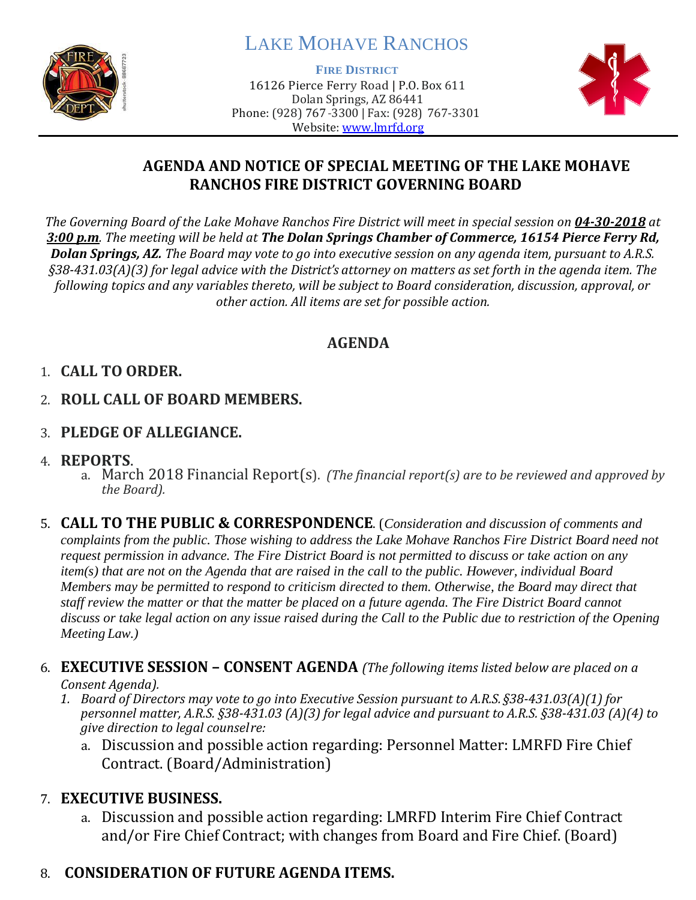# LAKE MOHAVE RANCHOS

**FIRE DISTRICT**

16126 Pierce Ferry Road | P.O. Box 611
Dolan Springs, AZ 86441
Phone: (928) 767-3300 | Fax: (928) 767-3301
Website: www.lmrfd.org

## AGENDA AND NOTICE OF SPECIAL MEETING OF THE LAKE MOHAVE RANCHOS FIRE DISTRICT GOVERNING BOARD

*The Governing Board of the Lake Mohave Ranchos Fire District will meet in special session on **04-30-2018** at **3:00 p.m**. The meeting will be held at **The Dolan Springs Chamber of Commerce, 16154 Pierce Ferry Rd, Dolan Springs, AZ.** The Board may vote to go into executive session on any agenda item, pursuant to A.R.S. §38-431.03(A)(3) for legal advice with the District's attorney on matters as set forth in the agenda item. The following topics and any variables thereto, will be subject to Board consideration, discussion, approval, or other action. All items are set for possible action.*

## AGENDA

1. **CALL TO ORDER.**
2. **ROLL CALL OF BOARD MEMBERS.**
3. **PLEDGE OF ALLEGIANCE.**
4. **REPORTS**.
   a. March 2018 Financial Report(s). *(The financial report(s) are to be reviewed and approved by the Board).*
5. **CALL TO THE PUBLIC & CORRESPONDENCE**. (*Consideration and discussion of comments and complaints from the public. Those wishing to address the Lake Mohave Ranchos Fire District Board need not request permission in advance. The Fire District Board is not permitted to discuss or take action on any item(s) that are not on the Agenda that are raised in the call to the public. However, individual Board Members may be permitted to respond to criticism directed to them. Otherwise, the Board may direct that staff review the matter or that the matter be placed on a future agenda. The Fire District Board cannot discuss or take legal action on any issue raised during the Call to the Public due to restriction of the Opening Meeting Law.)*
6. **EXECUTIVE SESSION – CONSENT AGENDA** *(The following items listed below are placed on a Consent Agenda).*
   1. *Board of Directors may vote to go into Executive Session pursuant to A.R.S. §38-431.03(A)(1) for personnel matter, A.R.S. §38-431.03 (A)(3) for legal advice and pursuant to A.R.S. §38-431.03 (A)(4) to give direction to legal counsel re:*
      a. Discussion and possible action regarding: Personnel Matter: LMRFD Fire Chief Contract. (Board/Administration)
7. **EXECUTIVE BUSINESS.**
   a. Discussion and possible action regarding: LMRFD Interim Fire Chief Contract and/or Fire Chief Contract; with changes from Board and Fire Chief. (Board)
8. **CONSIDERATION OF FUTURE AGENDA ITEMS.**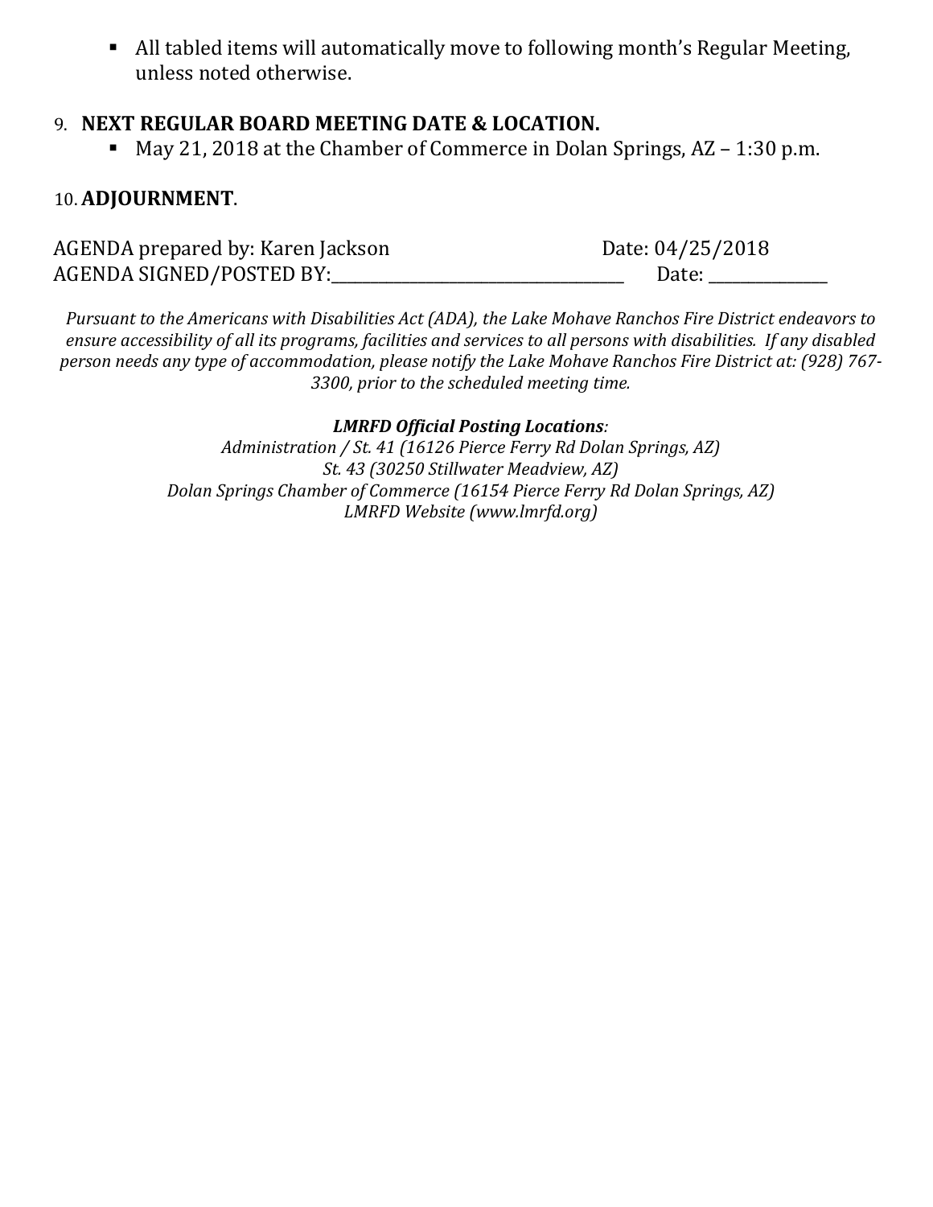- All tabled items will automatically move to following month's Regular Meeting, unless noted otherwise.

9. **NEXT REGULAR BOARD MEETING DATE & LOCATION.**
   - May 21, 2018 at the Chamber of Commerce in Dolan Springs, AZ – 1:30 p.m.

10. **ADJOURNMENT**.

AGENDA prepared by: Karen Jackson Date: 04/25/2018
AGENDA SIGNED/POSTED BY:_________________________________ Date: _____________

*Pursuant to the Americans with Disabilities Act (ADA), the Lake Mohave Ranchos Fire District endeavors to ensure accessibility of all its programs, facilities and services to all persons with disabilities. If any disabled person needs any type of accommodation, please notify the Lake Mohave Ranchos Fire District at: (928) 767-3300, prior to the scheduled meeting time.*

***LMRFD Official Posting Locations**:*
*Administration / St. 41 (16126 Pierce Ferry Rd Dolan Springs, AZ)*
*St. 43 (30250 Stillwater Meadview, AZ)*
*Dolan Springs Chamber of Commerce (16154 Pierce Ferry Rd Dolan Springs, AZ)*
*LMRFD Website (www.lmrfd.org)*